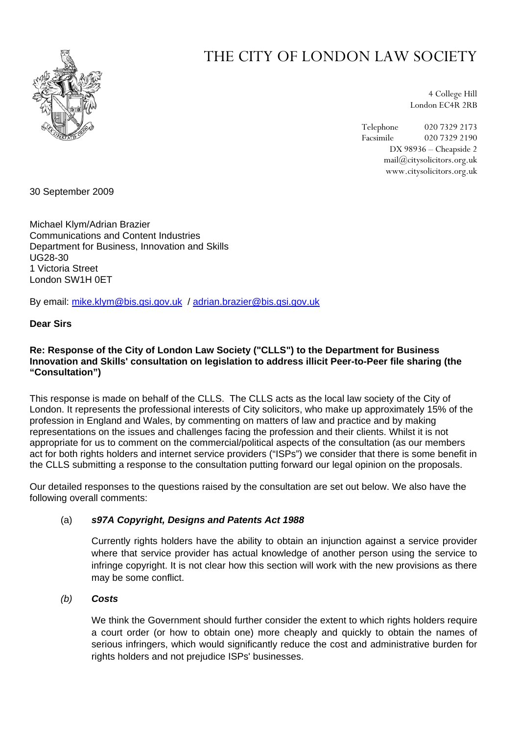# THE CITY OF LONDON LAW SOCIETY

4 College Hill
London EC4R 2RB

Telephone 020 7329 2173
Facsimile 020 7329 2190
DX 98936 – Cheapside 2
mail@citysolicitors.org.uk
www.citysolicitors.org.uk

30 September 2009

Michael Klym/Adrian Brazier
Communications and Content Industries
Department for Business, Innovation and Skills
UG28-30
1 Victoria Street
London SW1H 0ET

By email: mike.klym@bis.gsi.gov.uk / adrian.brazier@bis.gsi.gov.uk

**Dear Sirs**

**Re: Response of the City of London Law Society ("CLLS") to the Department for Business Innovation and Skills' consultation on legislation to address illicit Peer-to-Peer file sharing (the "Consultation")**

This response is made on behalf of the CLLS. The CLLS acts as the local law society of the City of London. It represents the professional interests of City solicitors, who make up approximately 15% of the profession in England and Wales, by commenting on matters of law and practice and by making representations on the issues and challenges facing the profession and their clients. Whilst it is not appropriate for us to comment on the commercial/political aspects of the consultation (as our members act for both rights holders and internet service providers ("ISPs") we consider that there is some benefit in the CLLS submitting a response to the consultation putting forward our legal opinion on the proposals.

Our detailed responses to the questions raised by the consultation are set out below. We also have the following overall comments:

(a) ***s97A Copyright, Designs and Patents Act 1988***

Currently rights holders have the ability to obtain an injunction against a service provider where that service provider has actual knowledge of another person using the service to infringe copyright. It is not clear how this section will work with the new provisions as there may be some conflict.

*(b)* ***Costs***

We think the Government should further consider the extent to which rights holders require a court order (or how to obtain one) more cheaply and quickly to obtain the names of serious infringers, which would significantly reduce the cost and administrative burden for rights holders and not prejudice ISPs' businesses.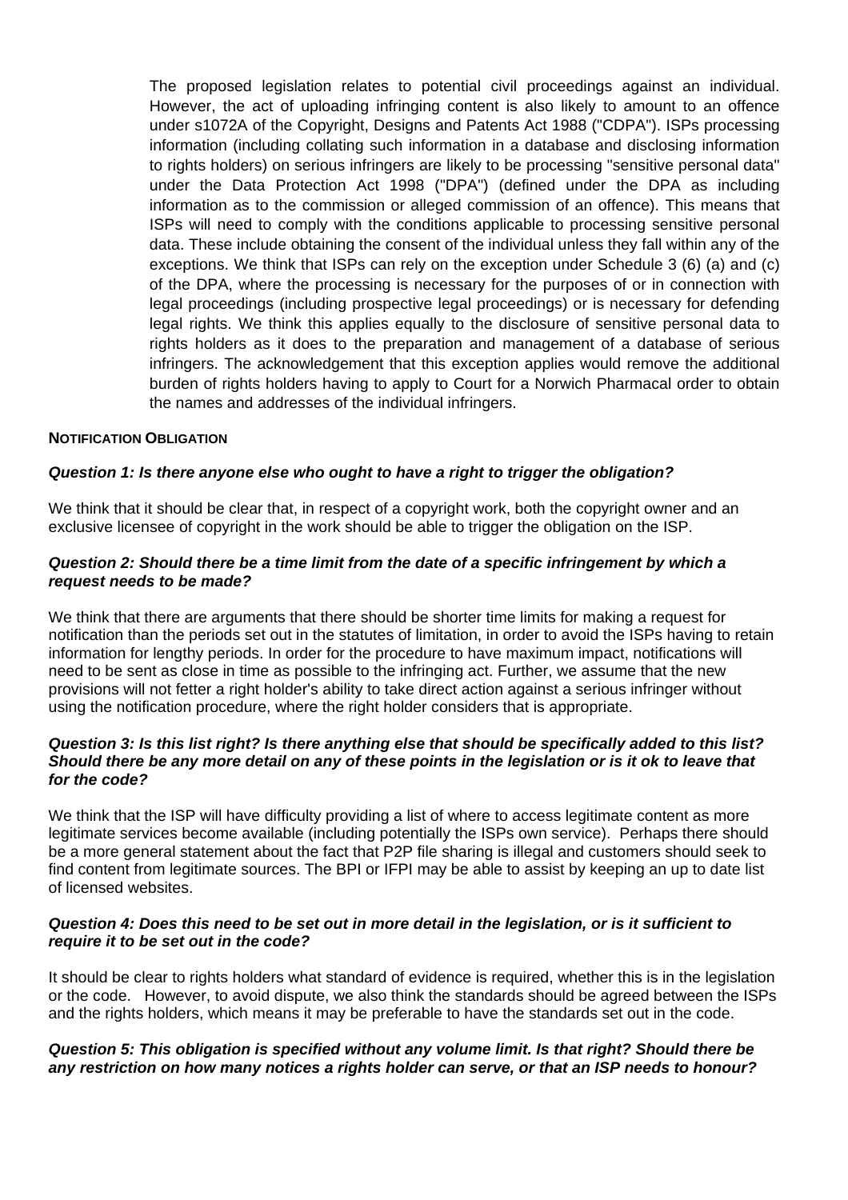The proposed legislation relates to potential civil proceedings against an individual. However, the act of uploading infringing content is also likely to amount to an offence under s1072A of the Copyright, Designs and Patents Act 1988 ("CDPA"). ISPs processing information (including collating such information in a database and disclosing information to rights holders) on serious infringers are likely to be processing "sensitive personal data" under the Data Protection Act 1998 ("DPA") (defined under the DPA as including information as to the commission or alleged commission of an offence). This means that ISPs will need to comply with the conditions applicable to processing sensitive personal data. These include obtaining the consent of the individual unless they fall within any of the exceptions. We think that ISPs can rely on the exception under Schedule 3 (6) (a) and (c) of the DPA, where the processing is necessary for the purposes of or in connection with legal proceedings (including prospective legal proceedings) or is necessary for defending legal rights. We think this applies equally to the disclosure of sensitive personal data to rights holders as it does to the preparation and management of a database of serious infringers. The acknowledgement that this exception applies would remove the additional burden of rights holders having to apply to Court for a Norwich Pharmacal order to obtain the names and addresses of the individual infringers.

**NOTIFICATION OBLIGATION**

***Question 1: Is there anyone else who ought to have a right to trigger the obligation?***

We think that it should be clear that, in respect of a copyright work, both the copyright owner and an exclusive licensee of copyright in the work should be able to trigger the obligation on the ISP.

***Question 2: Should there be a time limit from the date of a specific infringement by which a request needs to be made?***

We think that there are arguments that there should be shorter time limits for making a request for notification than the periods set out in the statutes of limitation, in order to avoid the ISPs having to retain information for lengthy periods. In order for the procedure to have maximum impact, notifications will need to be sent as close in time as possible to the infringing act. Further, we assume that the new provisions will not fetter a right holder's ability to take direct action against a serious infringer without using the notification procedure, where the right holder considers that is appropriate.

***Question 3: Is this list right? Is there anything else that should be specifically added to this list? Should there be any more detail on any of these points in the legislation or is it ok to leave that for the code?***

We think that the ISP will have difficulty providing a list of where to access legitimate content as more legitimate services become available (including potentially the ISPs own service). Perhaps there should be a more general statement about the fact that P2P file sharing is illegal and customers should seek to find content from legitimate sources. The BPI or IFPI may be able to assist by keeping an up to date list of licensed websites.

***Question 4: Does this need to be set out in more detail in the legislation, or is it sufficient to require it to be set out in the code?***

It should be clear to rights holders what standard of evidence is required, whether this is in the legislation or the code. However, to avoid dispute, we also think the standards should be agreed between the ISPs and the rights holders, which means it may be preferable to have the standards set out in the code.

***Question 5: This obligation is specified without any volume limit. Is that right? Should there be any restriction on how many notices a rights holder can serve, or that an ISP needs to honour?***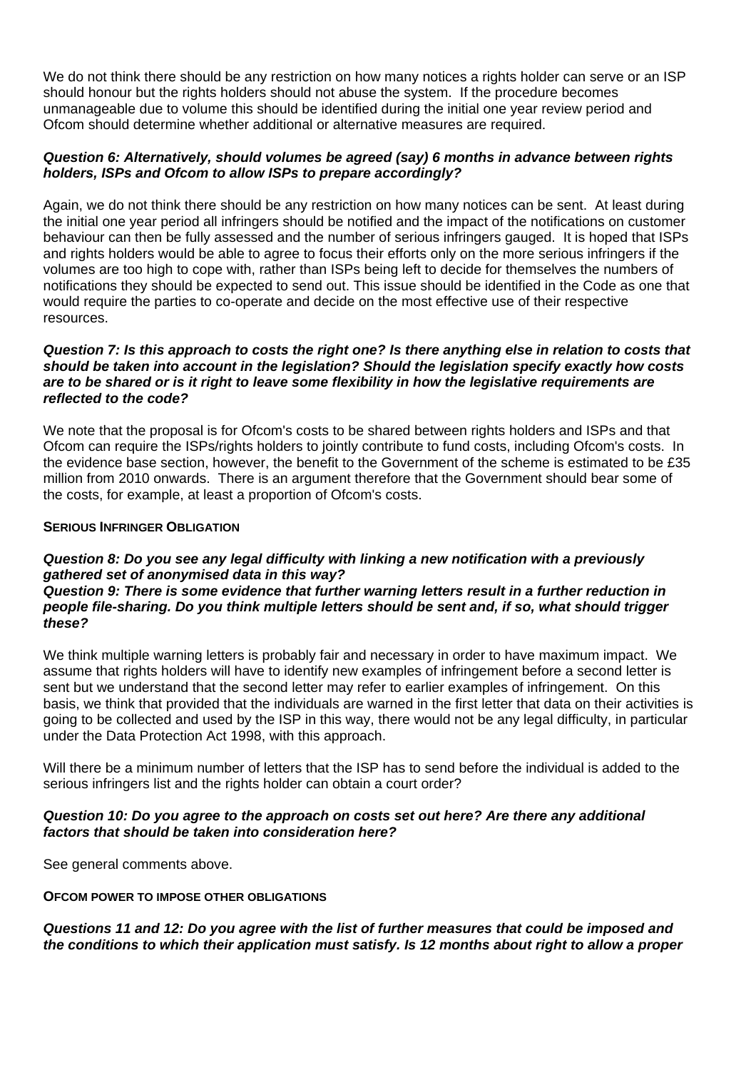We do not think there should be any restriction on how many notices a rights holder can serve or an ISP should honour but the rights holders should not abuse the system. If the procedure becomes unmanageable due to volume this should be identified during the initial one year review period and Ofcom should determine whether additional or alternative measures are required.

***Question 6: Alternatively, should volumes be agreed (say) 6 months in advance between rights holders, ISPs and Ofcom to allow ISPs to prepare accordingly?***

Again, we do not think there should be any restriction on how many notices can be sent. At least during the initial one year period all infringers should be notified and the impact of the notifications on customer behaviour can then be fully assessed and the number of serious infringers gauged. It is hoped that ISPs and rights holders would be able to agree to focus their efforts only on the more serious infringers if the volumes are too high to cope with, rather than ISPs being left to decide for themselves the numbers of notifications they should be expected to send out. This issue should be identified in the Code as one that would require the parties to co-operate and decide on the most effective use of their respective resources.

***Question 7: Is this approach to costs the right one? Is there anything else in relation to costs that should be taken into account in the legislation? Should the legislation specify exactly how costs are to be shared or is it right to leave some flexibility in how the legislative requirements are reflected to the code?***

We note that the proposal is for Ofcom's costs to be shared between rights holders and ISPs and that Ofcom can require the ISPs/rights holders to jointly contribute to fund costs, including Ofcom's costs. In the evidence base section, however, the benefit to the Government of the scheme is estimated to be £35 million from 2010 onwards. There is an argument therefore that the Government should bear some of the costs, for example, at least a proportion of Ofcom's costs.

**SERIOUS INFRINGER OBLIGATION**

***Question 8: Do you see any legal difficulty with linking a new notification with a previously gathered set of anonymised data in this way?***
***Question 9: There is some evidence that further warning letters result in a further reduction in people file-sharing. Do you think multiple letters should be sent and, if so, what should trigger these?***

We think multiple warning letters is probably fair and necessary in order to have maximum impact. We assume that rights holders will have to identify new examples of infringement before a second letter is sent but we understand that the second letter may refer to earlier examples of infringement. On this basis, we think that provided that the individuals are warned in the first letter that data on their activities is going to be collected and used by the ISP in this way, there would not be any legal difficulty, in particular under the Data Protection Act 1998, with this approach.

Will there be a minimum number of letters that the ISP has to send before the individual is added to the serious infringers list and the rights holder can obtain a court order?

***Question 10: Do you agree to the approach on costs set out here? Are there any additional factors that should be taken into consideration here?***

See general comments above.

**OFCOM POWER TO IMPOSE OTHER OBLIGATIONS**

***Questions 11 and 12: Do you agree with the list of further measures that could be imposed and the conditions to which their application must satisfy. Is 12 months about right to allow a proper***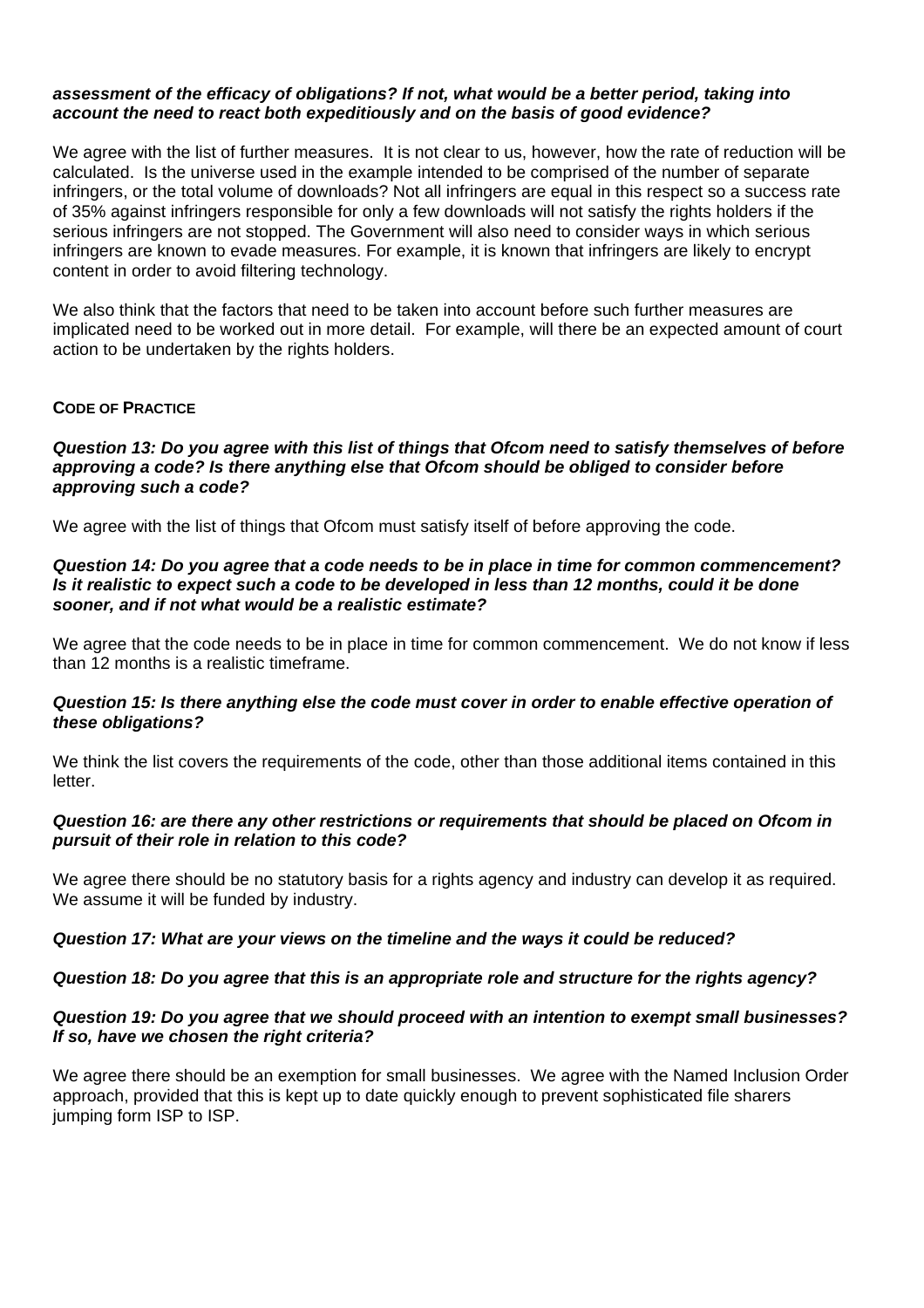***assessment of the efficacy of obligations? If not, what would be a better period, taking into account the need to react both expeditiously and on the basis of good evidence?***

We agree with the list of further measures. It is not clear to us, however, how the rate of reduction will be calculated. Is the universe used in the example intended to be comprised of the number of separate infringers, or the total volume of downloads? Not all infringers are equal in this respect so a success rate of 35% against infringers responsible for only a few downloads will not satisfy the rights holders if the serious infringers are not stopped. The Government will also need to consider ways in which serious infringers are known to evade measures. For example, it is known that infringers are likely to encrypt content in order to avoid filtering technology.

We also think that the factors that need to be taken into account before such further measures are implicated need to be worked out in more detail. For example, will there be an expected amount of court action to be undertaken by the rights holders.

**CODE OF PRACTICE**

***Question 13: Do you agree with this list of things that Ofcom need to satisfy themselves of before approving a code? Is there anything else that Ofcom should be obliged to consider before approving such a code?***

We agree with the list of things that Ofcom must satisfy itself of before approving the code.

***Question 14: Do you agree that a code needs to be in place in time for common commencement? Is it realistic to expect such a code to be developed in less than 12 months, could it be done sooner, and if not what would be a realistic estimate?***

We agree that the code needs to be in place in time for common commencement. We do not know if less than 12 months is a realistic timeframe.

***Question 15: Is there anything else the code must cover in order to enable effective operation of these obligations?***

We think the list covers the requirements of the code, other than those additional items contained in this letter.

***Question 16: are there any other restrictions or requirements that should be placed on Ofcom in pursuit of their role in relation to this code?***

We agree there should be no statutory basis for a rights agency and industry can develop it as required. We assume it will be funded by industry.

***Question 17: What are your views on the timeline and the ways it could be reduced?***

***Question 18: Do you agree that this is an appropriate role and structure for the rights agency?***

***Question 19: Do you agree that we should proceed with an intention to exempt small businesses? If so, have we chosen the right criteria?***

We agree there should be an exemption for small businesses. We agree with the Named Inclusion Order approach, provided that this is kept up to date quickly enough to prevent sophisticated file sharers jumping form ISP to ISP.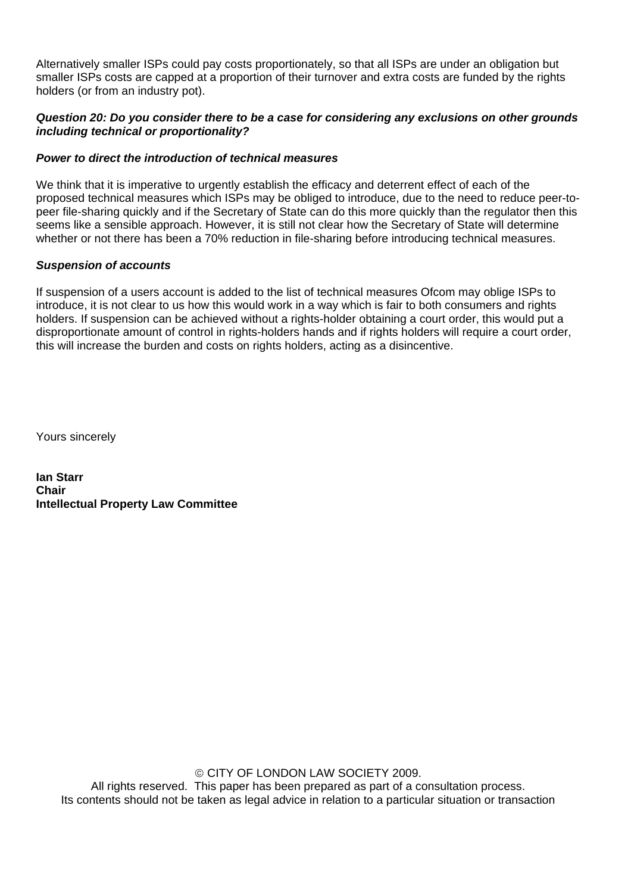Alternatively smaller ISPs could pay costs proportionately, so that all ISPs are under an obligation but smaller ISPs costs are capped at a proportion of their turnover and extra costs are funded by the rights holders (or from an industry pot).

***Question 20: Do you consider there to be a case for considering any exclusions on other grounds including technical or proportionality?***

***Power to direct the introduction of technical measures***

We think that it is imperative to urgently establish the efficacy and deterrent effect of each of the proposed technical measures which ISPs may be obliged to introduce, due to the need to reduce peer-to-peer file-sharing quickly and if the Secretary of State can do this more quickly than the regulator then this seems like a sensible approach. However, it is still not clear how the Secretary of State will determine whether or not there has been a 70% reduction in file-sharing before introducing technical measures.

***Suspension of accounts***

If suspension of a users account is added to the list of technical measures Ofcom may oblige ISPs to introduce, it is not clear to us how this would work in a way which is fair to both consumers and rights holders. If suspension can be achieved without a rights-holder obtaining a court order, this would put a disproportionate amount of control in rights-holders hands and if rights holders will require a court order, this will increase the burden and costs on rights holders, acting as a disincentive.

Yours sincerely

**Ian Starr**
**Chair**
**Intellectual Property Law Committee**

© CITY OF LONDON LAW SOCIETY 2009.
All rights reserved. This paper has been prepared as part of a consultation process.
Its contents should not be taken as legal advice in relation to a particular situation or transaction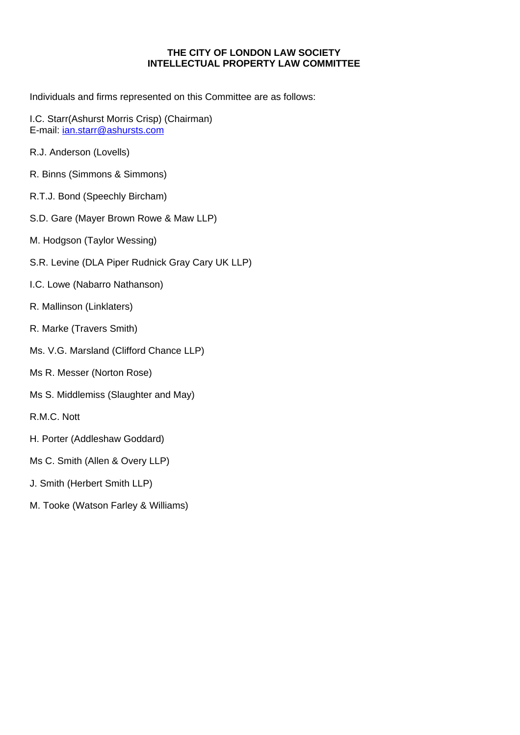**THE CITY OF LONDON LAW SOCIETY**
**INTELLECTUAL PROPERTY LAW COMMITTEE**

Individuals and firms represented on this Committee are as follows:

I.C. Starr(Ashurst Morris Crisp) (Chairman)
E-mail: ian.starr@ashursts.com

R.J. Anderson (Lovells)

R. Binns (Simmons & Simmons)

R.T.J. Bond (Speechly Bircham)

S.D. Gare (Mayer Brown Rowe & Maw LLP)

M. Hodgson (Taylor Wessing)

S.R. Levine (DLA Piper Rudnick Gray Cary UK LLP)

I.C. Lowe (Nabarro Nathanson)

R. Mallinson (Linklaters)

R. Marke (Travers Smith)

Ms. V.G. Marsland (Clifford Chance LLP)

Ms R. Messer (Norton Rose)

Ms S. Middlemiss (Slaughter and May)

R.M.C. Nott

H. Porter (Addleshaw Goddard)

Ms C. Smith (Allen & Overy LLP)

J. Smith (Herbert Smith LLP)

M. Tooke (Watson Farley & Williams)